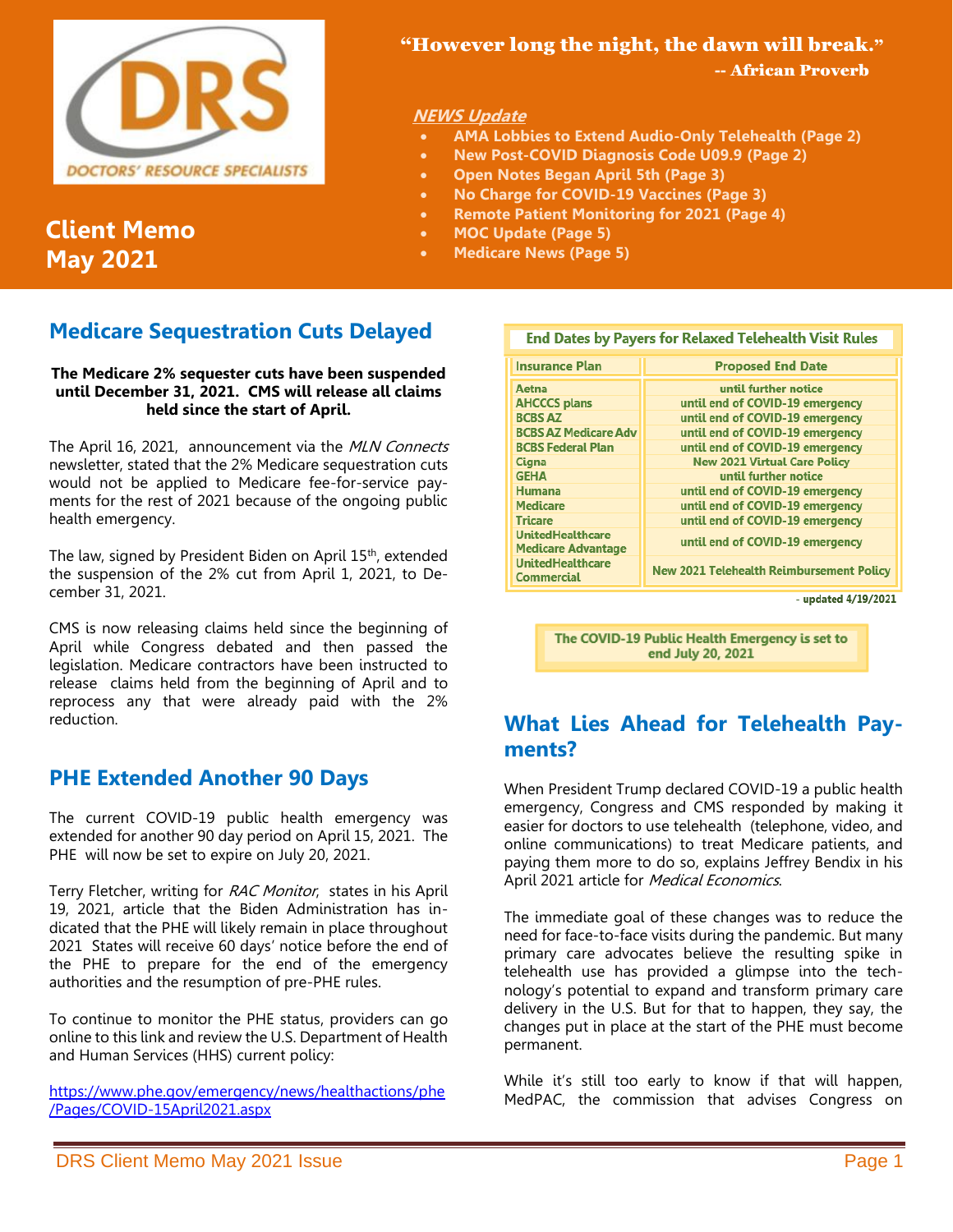“However long the night, the dawn will break.”
-- African Proverb

**Client Memo**
**May 2021**

***NEWS Update***

- AMA Lobbies to Extend Audio-Only Telehealth (Page 2)
- New Post-COVID Diagnosis Code U09.9 (Page 2)
- Open Notes Began April 5th (Page 3)
- No Charge for COVID-19 Vaccines (Page 3)
- Remote Patient Monitoring for 2021 (Page 4)
- MOC Update (Page 5)
- Medicare News (Page 5)

## Medicare Sequestration Cuts Delayed

**The Medicare 2% sequester cuts have been suspended until December 31, 2021. CMS will release all claims held since the start of April.**

The April 16, 2021, announcement via the *MLN Connects* newsletter, stated that the 2% Medicare sequestration cuts would not be applied to Medicare fee-for-service payments for the rest of 2021 because of the ongoing public health emergency.

The law, signed by President Biden on April 15th, extended the suspension of the 2% cut from April 1, 2021, to December 31, 2021.

CMS is now releasing claims held since the beginning of April while Congress debated and then passed the legislation. Medicare contractors have been instructed to release claims held from the beginning of April and to reprocess any that were already paid with the 2% reduction.

## PHE Extended Another 90 Days

The current COVID-19 public health emergency was extended for another 90 day period on April 15, 2021. The PHE will now be set to expire on July 20, 2021.

Terry Fletcher, writing for *RAC Monitor*, states in his April 19, 2021, article that the Biden Administration has indicated that the PHE will likely remain in place throughout 2021 States will receive 60 days' notice before the end of the PHE to prepare for the end of the emergency authorities and the resumption of pre-PHE rules.

To continue to monitor the PHE status, providers can go online to this link and review the U.S. Department of Health and Human Services (HHS) current policy:

https://www.phe.gov/emergency/news/healthactions/phe/Pages/COVID-15April2021.aspx

**End Dates by Payers for Relaxed Telehealth Visit Rules**

| Insurance Plan | Proposed End Date |
|---|---|
| Aetna | until further notice |
| AHCCCS plans | until end of COVID-19 emergency |
| BCBS AZ | until end of COVID-19 emergency |
| BCBS AZ Medicare Adv | until end of COVID-19 emergency |
| BCBS Federal Plan | until end of COVID-19 emergency |
| Cigna | New 2021 Virtual Care Policy |
| GEHA | until further notice |
| Humana | until end of COVID-19 emergency |
| Medicare | until end of COVID-19 emergency |
| Tricare | until end of COVID-19 emergency |
| UnitedHealthcare Medicare Advantage | until end of COVID-19 emergency |
| UnitedHealthcare Commercial | New 2021 Telehealth Reimbursement Policy |

- updated 4/19/2021

**The COVID-19 Public Health Emergency is set to end July 20, 2021**

## What Lies Ahead for Telehealth Payments?

When President Trump declared COVID-19 a public health emergency, Congress and CMS responded by making it easier for doctors to use telehealth (telephone, video, and online communications) to treat Medicare patients, and paying them more to do so, explains Jeffrey Bendix in his April 2021 article for *Medical Economics*.

The immediate goal of these changes was to reduce the need for face-to-face visits during the pandemic. But many primary care advocates believe the resulting spike in telehealth use has provided a glimpse into the technology's potential to expand and transform primary care delivery in the U.S. But for that to happen, they say, the changes put in place at the start of the PHE must become permanent.

While it's still too early to know if that will happen, MedPAC, the commission that advises Congress on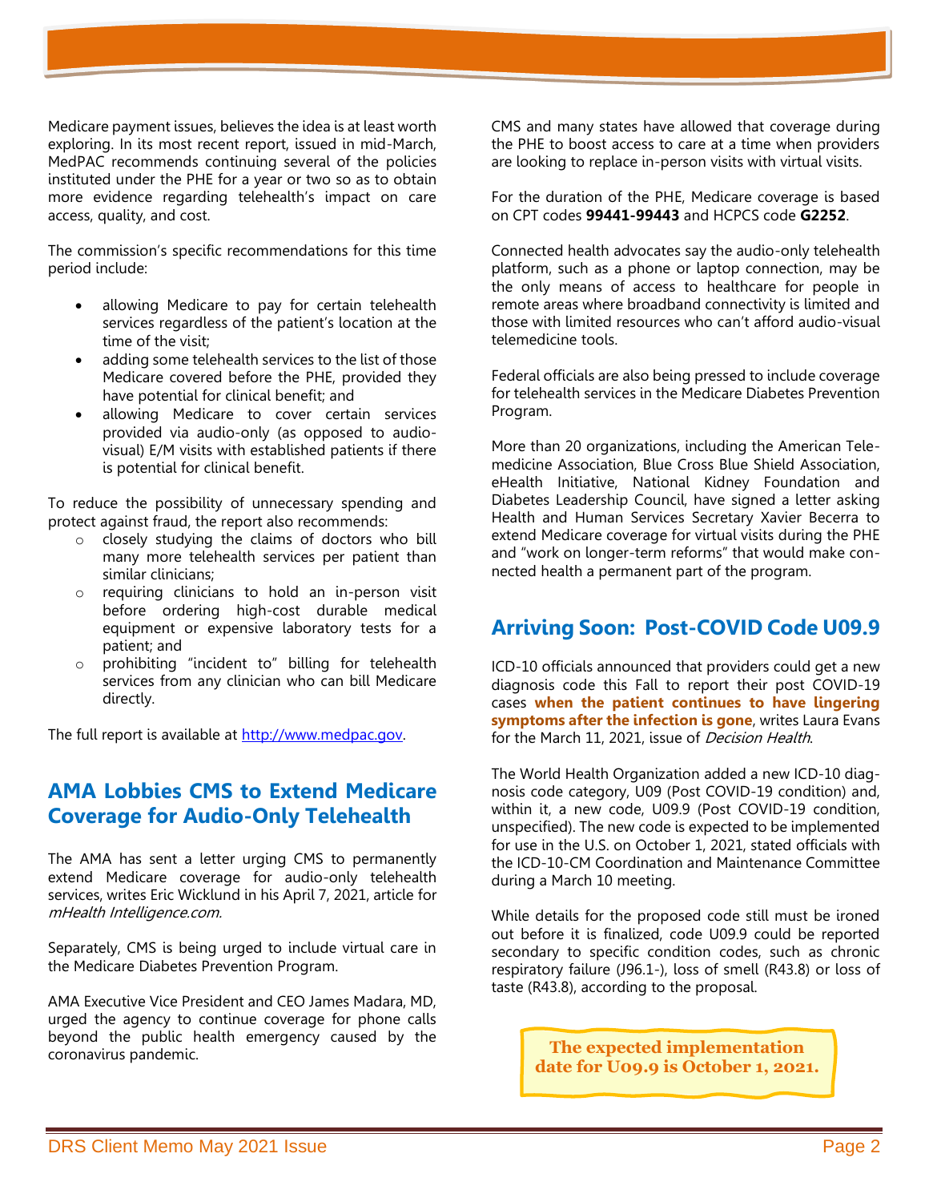Medicare payment issues, believes the idea is at least worth exploring. In its most recent report, issued in mid-March, MedPAC recommends continuing several of the policies instituted under the PHE for a year or two so as to obtain more evidence regarding telehealth's impact on care access, quality, and cost.

The commission's specific recommendations for this time period include:

- allowing Medicare to pay for certain telehealth services regardless of the patient's location at the time of the visit;
- adding some telehealth services to the list of those Medicare covered before the PHE, provided they have potential for clinical benefit; and
- allowing Medicare to cover certain services provided via audio-only (as opposed to audio-visual) E/M visits with established patients if there is potential for clinical benefit.

To reduce the possibility of unnecessary spending and protect against fraud, the report also recommends:

- closely studying the claims of doctors who bill many more telehealth services per patient than similar clinicians;
- requiring clinicians to hold an in-person visit before ordering high-cost durable medical equipment or expensive laboratory tests for a patient; and
- prohibiting "incident to" billing for telehealth services from any clinician who can bill Medicare directly.

The full report is available at http://www.medpac.gov.

## AMA Lobbies CMS to Extend Medicare Coverage for Audio-Only Telehealth

The AMA has sent a letter urging CMS to permanently extend Medicare coverage for audio-only telehealth services, writes Eric Wicklund in his April 7, 2021, article for *mHealth Intelligence.com.*

Separately, CMS is being urged to include virtual care in the Medicare Diabetes Prevention Program.

AMA Executive Vice President and CEO James Madara, MD, urged the agency to continue coverage for phone calls beyond the public health emergency caused by the coronavirus pandemic.

CMS and many states have allowed that coverage during the PHE to boost access to care at a time when providers are looking to replace in-person visits with virtual visits.

For the duration of the PHE, Medicare coverage is based on CPT codes **99441-99443** and HCPCS code **G2252**.

Connected health advocates say the audio-only telehealth platform, such as a phone or laptop connection, may be the only means of access to healthcare for people in remote areas where broadband connectivity is limited and those with limited resources who can't afford audio-visual telemedicine tools.

Federal officials are also being pressed to include coverage for telehealth services in the Medicare Diabetes Prevention Program.

More than 20 organizations, including the American Telemedicine Association, Blue Cross Blue Shield Association, eHealth Initiative, National Kidney Foundation and Diabetes Leadership Council, have signed a letter asking Health and Human Services Secretary Xavier Becerra to extend Medicare coverage for virtual visits during the PHE and "work on longer-term reforms" that would make connected health a permanent part of the program.

## Arriving Soon: Post-COVID Code U09.9

ICD-10 officials announced that providers could get a new diagnosis code this Fall to report their post COVID-19 cases **when the patient continues to have lingering symptoms after the infection is gone**, writes Laura Evans for the March 11, 2021, issue of *Decision Health*.

The World Health Organization added a new ICD-10 diagnosis code category, U09 (Post COVID-19 condition) and, within it, a new code, U09.9 (Post COVID-19 condition, unspecified). The new code is expected to be implemented for use in the U.S. on October 1, 2021, stated officials with the ICD-10-CM Coordination and Maintenance Committee during a March 10 meeting.

While details for the proposed code still must be ironed out before it is finalized, code U09.9 could be reported secondary to specific condition codes, such as chronic respiratory failure (J96.1-), loss of smell (R43.8) or loss of taste (R43.8), according to the proposal.

**The expected implementation date for U09.9 is October 1, 2021.**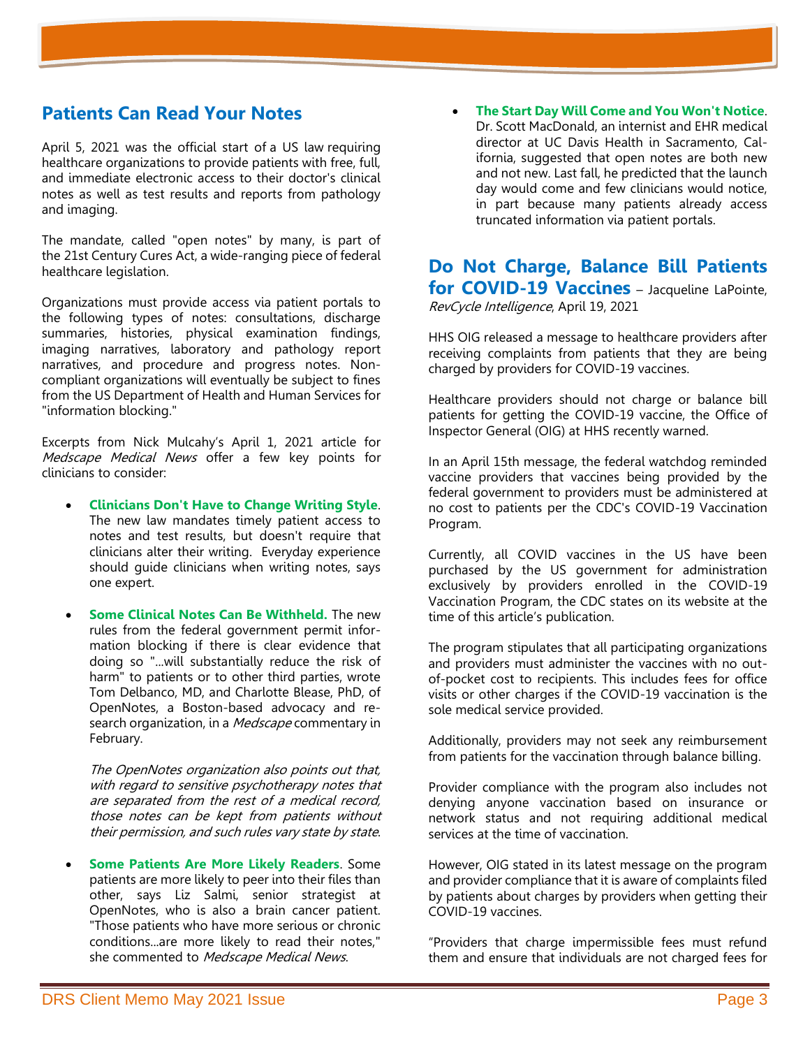## Patients Can Read Your Notes

April 5, 2021 was the official start of a US law requiring healthcare organizations to provide patients with free, full, and immediate electronic access to their doctor's clinical notes as well as test results and reports from pathology and imaging.

The mandate, called "open notes" by many, is part of the 21st Century Cures Act, a wide-ranging piece of federal healthcare legislation.

Organizations must provide access via patient portals to the following types of notes: consultations, discharge summaries, histories, physical examination findings, imaging narratives, laboratory and pathology report narratives, and procedure and progress notes. Non-compliant organizations will eventually be subject to fines from the US Department of Health and Human Services for "information blocking."

Excerpts from Nick Mulcahy's April 1, 2021 article for *Medscape Medical News* offer a few key points for clinicians to consider:

- **Clinicians Don't Have to Change Writing Style**. The new law mandates timely patient access to notes and test results, but doesn't require that clinicians alter their writing. Everyday experience should guide clinicians when writing notes, says one expert.

- **Some Clinical Notes Can Be Withheld.** The new rules from the federal government permit information blocking if there is clear evidence that doing so "...will substantially reduce the risk of harm" to patients or to other third parties, wrote Tom Delbanco, MD, and Charlotte Blease, PhD, of OpenNotes, a Boston-based advocacy and research organization, in a *Medscape* commentary in February.

  *The OpenNotes organization also points out that, with regard to sensitive psychotherapy notes that are separated from the rest of a medical record, those notes can be kept from patients without their permission, and such rules vary state by state.*

- **Some Patients Are More Likely Readers**. Some patients are more likely to peer into their files than other, says Liz Salmi, senior strategist at OpenNotes, who is also a brain cancer patient. "Those patients who have more serious or chronic conditions...are more likely to read their notes," she commented to *Medscape Medical News*.

- **The Start Day Will Come and You Won't Notice**. Dr. Scott MacDonald, an internist and EHR medical director at UC Davis Health in Sacramento, California, suggested that open notes are both new and not new. Last fall, he predicted that the launch day would come and few clinicians would notice, in part because many patients already access truncated information via patient portals.

## Do Not Charge, Balance Bill Patients for COVID-19 Vaccines

– Jacqueline LaPointe, *RevCycle Intelligence*, April 19, 2021

HHS OIG released a message to healthcare providers after receiving complaints from patients that they are being charged by providers for COVID-19 vaccines.

Healthcare providers should not charge or balance bill patients for getting the COVID-19 vaccine, the Office of Inspector General (OIG) at HHS recently warned.

In an April 15th message, the federal watchdog reminded vaccine providers that vaccines being provided by the federal government to providers must be administered at no cost to patients per the CDC's COVID-19 Vaccination Program.

Currently, all COVID vaccines in the US have been purchased by the US government for administration exclusively by providers enrolled in the COVID-19 Vaccination Program, the CDC states on its website at the time of this article's publication.

The program stipulates that all participating organizations and providers must administer the vaccines with no out-of-pocket cost to recipients. This includes fees for office visits or other charges if the COVID-19 vaccination is the sole medical service provided.

Additionally, providers may not seek any reimbursement from patients for the vaccination through balance billing.

Provider compliance with the program also includes not denying anyone vaccination based on insurance or network status and not requiring additional medical services at the time of vaccination.

However, OIG stated in its latest message on the program and provider compliance that it is aware of complaints filed by patients about charges by providers when getting their COVID-19 vaccines.

"Providers that charge impermissible fees must refund them and ensure that individuals are not charged fees for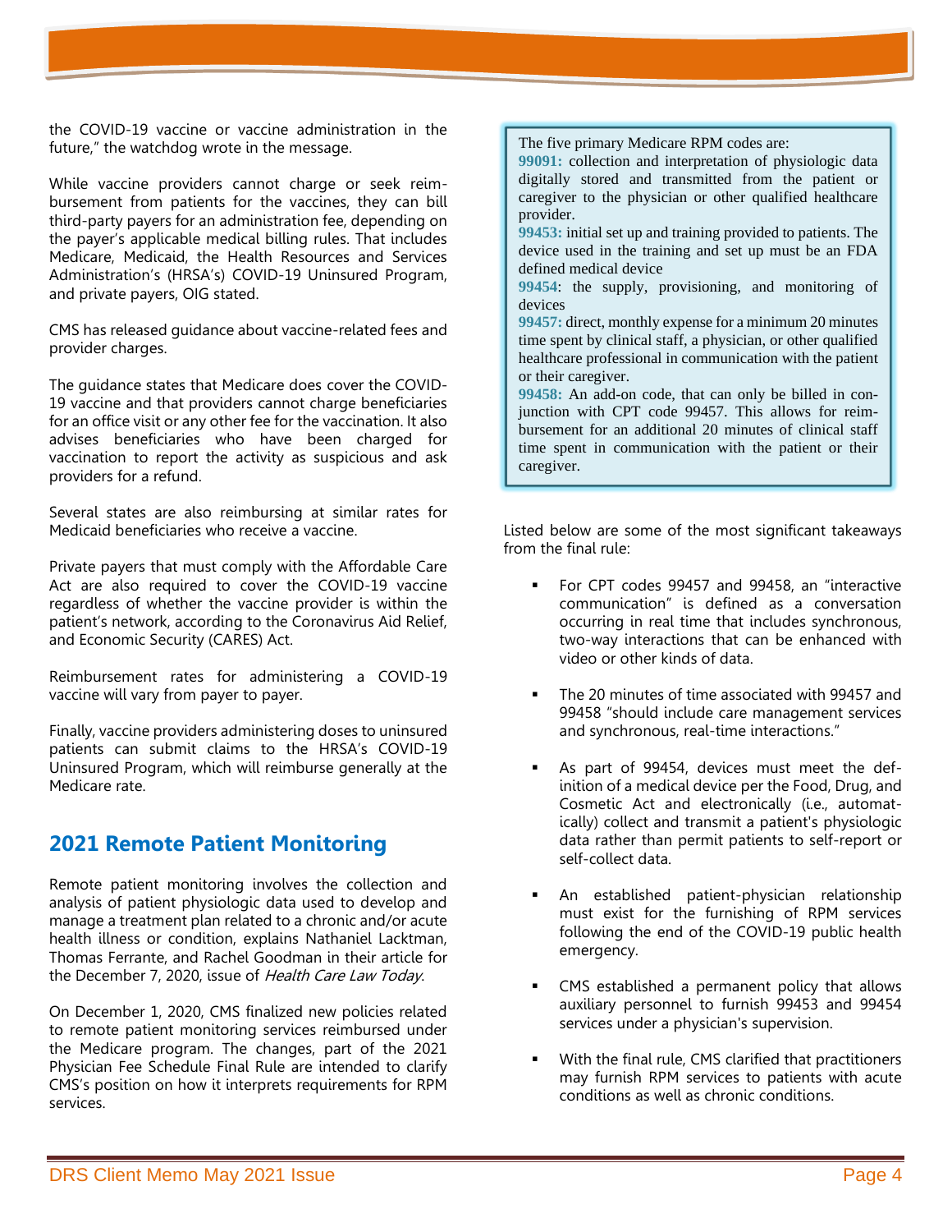the COVID-19 vaccine or vaccine administration in the future," the watchdog wrote in the message.

While vaccine providers cannot charge or seek reimbursement from patients for the vaccines, they can bill third-party payers for an administration fee, depending on the payer's applicable medical billing rules. That includes Medicare, Medicaid, the Health Resources and Services Administration's (HRSA's) COVID-19 Uninsured Program, and private payers, OIG stated.

CMS has released guidance about vaccine-related fees and provider charges.

The guidance states that Medicare does cover the COVID-19 vaccine and that providers cannot charge beneficiaries for an office visit or any other fee for the vaccination. It also advises beneficiaries who have been charged for vaccination to report the activity as suspicious and ask providers for a refund.

Several states are also reimbursing at similar rates for Medicaid beneficiaries who receive a vaccine.

Private payers that must comply with the Affordable Care Act are also required to cover the COVID-19 vaccine regardless of whether the vaccine provider is within the patient's network, according to the Coronavirus Aid Relief, and Economic Security (CARES) Act.

Reimbursement rates for administering a COVID-19 vaccine will vary from payer to payer.

Finally, vaccine providers administering doses to uninsured patients can submit claims to the HRSA's COVID-19 Uninsured Program, which will reimburse generally at the Medicare rate.

## 2021 Remote Patient Monitoring

Remote patient monitoring involves the collection and analysis of patient physiologic data used to develop and manage a treatment plan related to a chronic and/or acute health illness or condition, explains Nathaniel Lacktman, Thomas Ferrante, and Rachel Goodman in their article for the December 7, 2020, issue of *Health Care Law Today*.

On December 1, 2020, CMS finalized new policies related to remote patient monitoring services reimbursed under the Medicare program. The changes, part of the 2021 Physician Fee Schedule Final Rule are intended to clarify CMS's position on how it interprets requirements for RPM services.

> The five primary Medicare RPM codes are:
>
> **99091:** collection and interpretation of physiologic data digitally stored and transmitted from the patient or caregiver to the physician or other qualified healthcare provider.
>
> **99453:** initial set up and training provided to patients. The device used in the training and set up must be an FDA defined medical device
>
> **99454**: the supply, provisioning, and monitoring of devices
>
> **99457:** direct, monthly expense for a minimum 20 minutes time spent by clinical staff, a physician, or other qualified healthcare professional in communication with the patient or their caregiver.
>
> **99458:** An add-on code, that can only be billed in conjunction with CPT code 99457. This allows for reimbursement for an additional 20 minutes of clinical staff time spent in communication with the patient or their caregiver.

Listed below are some of the most significant takeaways from the final rule:

- For CPT codes 99457 and 99458, an "interactive communication" is defined as a conversation occurring in real time that includes synchronous, two-way interactions that can be enhanced with video or other kinds of data.
- The 20 minutes of time associated with 99457 and 99458 "should include care management services and synchronous, real-time interactions."
- As part of 99454, devices must meet the definition of a medical device per the Food, Drug, and Cosmetic Act and electronically (i.e., automatically) collect and transmit a patient's physiologic data rather than permit patients to self-report or self-collect data.
- An established patient-physician relationship must exist for the furnishing of RPM services following the end of the COVID-19 public health emergency.
- CMS established a permanent policy that allows auxiliary personnel to furnish 99453 and 99454 services under a physician's supervision.
- With the final rule, CMS clarified that practitioners may furnish RPM services to patients with acute conditions as well as chronic conditions.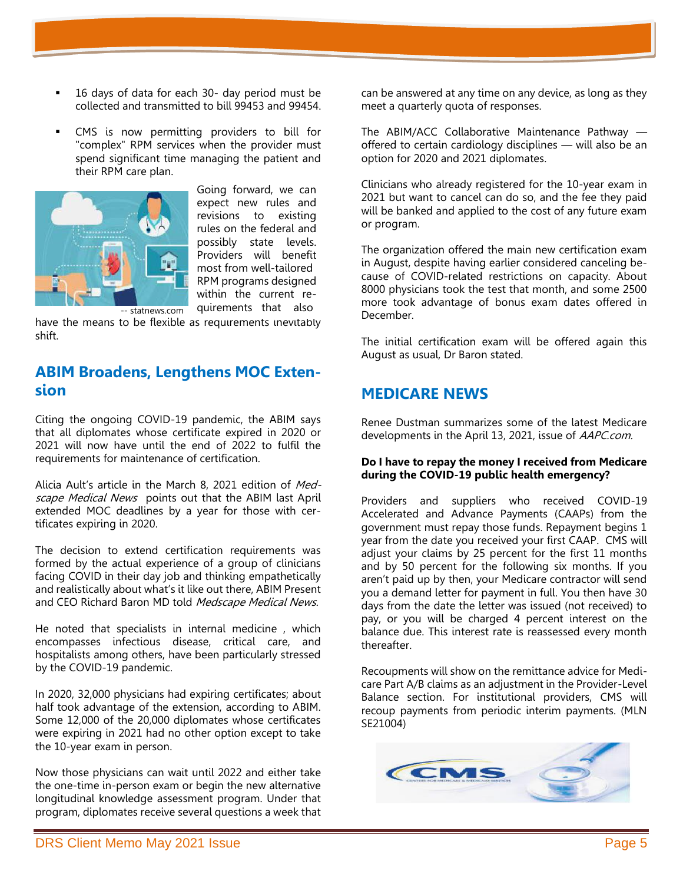- 16 days of data for each 30- day period must be collected and transmitted to bill 99453 and 99454.
- CMS is now permitting providers to bill for "complex" RPM services when the provider must spend significant time managing the patient and their RPM care plan.

-- statnews.com

Going forward, we can expect new rules and revisions to existing rules on the federal and possibly state levels. Providers will benefit most from well-tailored RPM programs designed within the current requirements that also have the means to be flexible as requirements inevitably shift.

## ABIM Broadens, Lengthens MOC Extension

Citing the ongoing COVID-19 pandemic, the ABIM says that all diplomates whose certificate expired in 2020 or 2021 will now have until the end of 2022 to fulfil the requirements for maintenance of certification.

Alicia Ault's article in the March 8, 2021 edition of *Medscape Medical News* points out that the ABIM last April extended MOC deadlines by a year for those with certificates expiring in 2020.

The decision to extend certification requirements was formed by the actual experience of a group of clinicians facing COVID in their day job and thinking empathetically and realistically about what's it like out there, ABIM Present and CEO Richard Baron MD told *Medscape Medical News.*

He noted that specialists in internal medicine , which encompasses infectious disease, critical care, and hospitalists among others, have been particularly stressed by the COVID-19 pandemic.

In 2020, 32,000 physicians had expiring certificates; about half took advantage of the extension, according to ABIM. Some 12,000 of the 20,000 diplomates whose certificates were expiring in 2021 had no other option except to take the 10-year exam in person.

Now those physicians can wait until 2022 and either take the one-time in-person exam or begin the new alternative longitudinal knowledge assessment program. Under that program, diplomates receive several questions a week that can be answered at any time on any device, as long as they meet a quarterly quota of responses.

The ABIM/ACC Collaborative Maintenance Pathway — offered to certain cardiology disciplines — will also be an option for 2020 and 2021 diplomates.

Clinicians who already registered for the 10-year exam in 2021 but want to cancel can do so, and the fee they paid will be banked and applied to the cost of any future exam or program.

The organization offered the main new certification exam in August, despite having earlier considered canceling because of COVID-related restrictions on capacity. About 8000 physicians took the test that month, and some 2500 more took advantage of bonus exam dates offered in December.

The initial certification exam will be offered again this August as usual, Dr Baron stated.

## MEDICARE NEWS

Renee Dustman summarizes some of the latest Medicare developments in the April 13, 2021, issue of *AAPC.com.*

**Do I have to repay the money I received from Medicare during the COVID-19 public health emergency?**

Providers and suppliers who received COVID-19 Accelerated and Advance Payments (CAAPs) from the government must repay those funds. Repayment begins 1 year from the date you received your first CAAP. CMS will adjust your claims by 25 percent for the first 11 months and by 50 percent for the following six months. If you aren't paid up by then, your Medicare contractor will send you a demand letter for payment in full. You then have 30 days from the date the letter was issued (not received) to pay, or you will be charged 4 percent interest on the balance due. This interest rate is reassessed every month thereafter.

Recoupments will show on the remittance advice for Medicare Part A/B claims as an adjustment in the Provider-Level Balance section. For institutional providers, CMS will recoup payments from periodic interim payments. (MLN SE21004)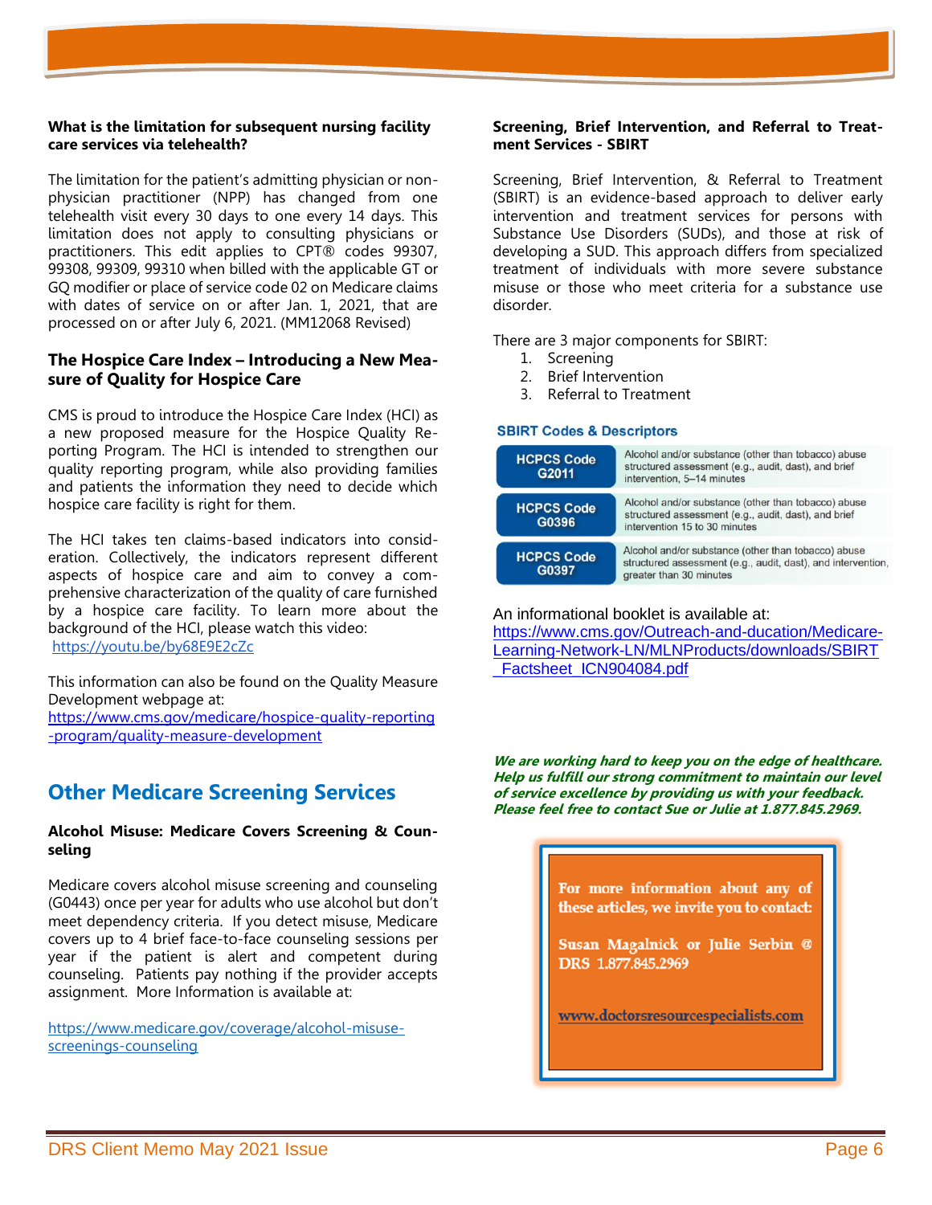**What is the limitation for subsequent nursing facility care services via telehealth?**

The limitation for the patient's admitting physician or non-physician practitioner (NPP) has changed from one telehealth visit every 30 days to one every 14 days. This limitation does not apply to consulting physicians or practitioners. This edit applies to CPT® codes 99307, 99308, 99309, 99310 when billed with the applicable GT or GQ modifier or place of service code 02 on Medicare claims with dates of service on or after Jan. 1, 2021, that are processed on or after July 6, 2021. (MM12068 Revised)

### The Hospice Care Index – Introducing a New Measure of Quality for Hospice Care

CMS is proud to introduce the Hospice Care Index (HCI) as a new proposed measure for the Hospice Quality Reporting Program. The HCI is intended to strengthen our quality reporting program, while also providing families and patients the information they need to decide which hospice care facility is right for them.

The HCI takes ten claims-based indicators into consideration. Collectively, the indicators represent different aspects of hospice care and aim to convey a comprehensive characterization of the quality of care furnished by a hospice care facility. To learn more about the background of the HCI, please watch this video: https://youtu.be/by68E9E2cZc

This information can also be found on the Quality Measure Development webpage at:
https://www.cms.gov/medicare/hospice-quality-reporting-program/quality-measure-development

## Other Medicare Screening Services

**Alcohol Misuse: Medicare Covers Screening & Counseling**

Medicare covers alcohol misuse screening and counseling (G0443) once per year for adults who use alcohol but don't meet dependency criteria. If you detect misuse, Medicare covers up to 4 brief face-to-face counseling sessions per year if the patient is alert and competent during counseling. Patients pay nothing if the provider accepts assignment. More Information is available at:

https://www.medicare.gov/coverage/alcohol-misuse-screenings-counseling

**Screening, Brief Intervention, and Referral to Treatment Services - SBIRT**

Screening, Brief Intervention, & Referral to Treatment (SBIRT) is an evidence-based approach to deliver early intervention and treatment services for persons with Substance Use Disorders (SUDs), and those at risk of developing a SUD. This approach differs from specialized treatment of individuals with more severe substance misuse or those who meet criteria for a substance use disorder.

There are 3 major components for SBIRT:

1. Screening
2. Brief Intervention
3. Referral to Treatment

**SBIRT Codes & Descriptors**

| | |
|---|---|
| HCPCS Code G2011 | Alcohol and/or substance (other than tobacco) abuse structured assessment (e.g., audit, dast), and brief intervention, 5–14 minutes |
| HCPCS Code G0396 | Alcohol and/or substance (other than tobacco) abuse structured assessment (e.g., audit, dast), and brief intervention 15 to 30 minutes |
| HCPCS Code G0397 | Alcohol and/or substance (other than tobacco) abuse structured assessment (e.g., audit, dast), and intervention, greater than 30 minutes |

An informational booklet is available at:
https://www.cms.gov/Outreach-and-ducation/Medicare-Learning-Network-LN/MLNProducts/downloads/SBIRT_Factsheet_ICN904084.pdf

***We are working hard to keep you on the edge of healthcare. Help us fulfill our strong commitment to maintain our level of service excellence by providing us with your feedback. Please feel free to contact Sue or Julie at 1.877.845.2969.***

**For more information about any of these articles, we invite you to contact:**

**Susan Magalnick or Julie Serbin @ DRS 1.877.845.2969**

**www.doctorsresourcespecialists.com**